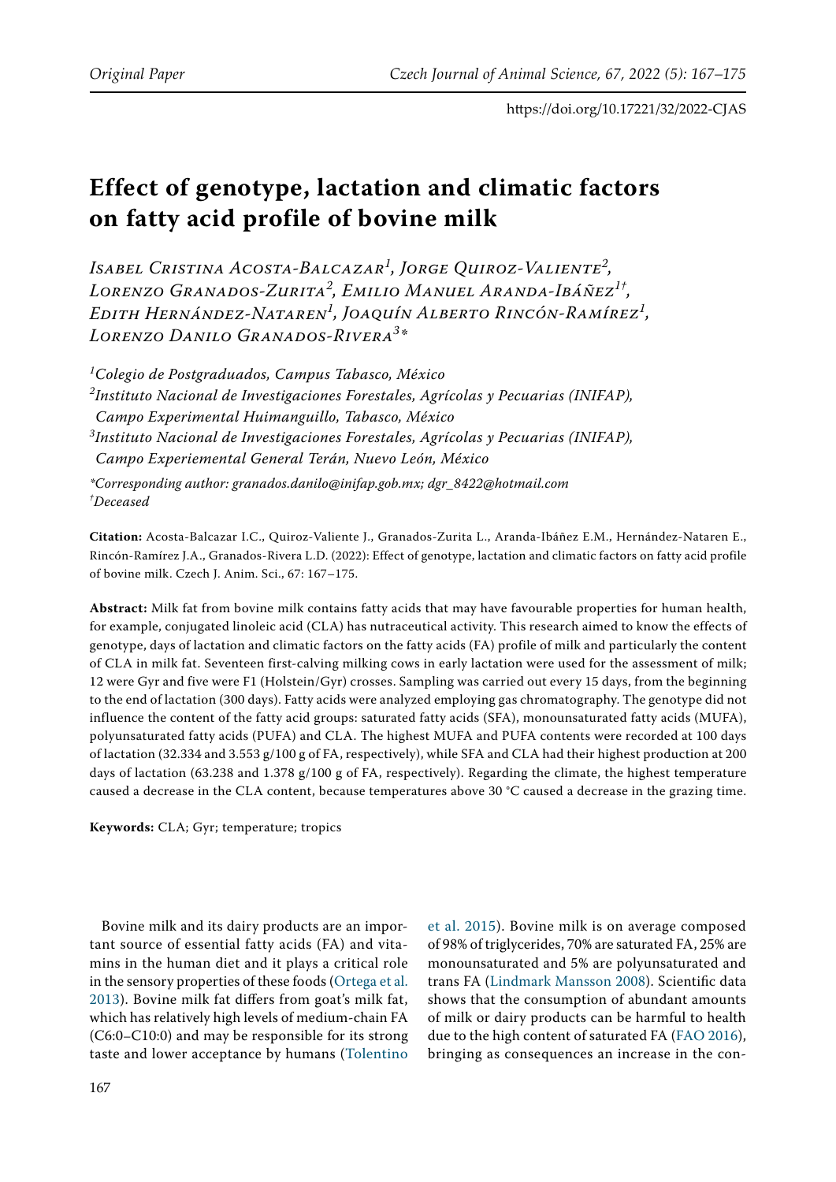# Effect of genotype, lactation and climatic factors on fatty acid profile of bovine milk

*Isabel Cristina Acosta-Balcazar[1], Jorge Quiroz-Valiente[2], Lorenzo Granados-Zurita[2], Emilio Manuel Aranda-Ibáñez[1†], Edith Hernández-Nataren[1], Joaquín Alberto Rincón-Ramírez[1], Lorenzo Danilo Granados-Rivera[3]**

[1]*Colegio de Postgraduados, Campus Tabasco, México*
[2]*Instituto Nacional de Investigaciones Forestales, Agrícolas y Pecuarias (INIFAP), Campo Experimental Huimanguillo, Tabasco, México*
[3]*Instituto Nacional de Investigaciones Forestales, Agrícolas y Pecuarias (INIFAP), Campo Experiemental General Terán, Nuevo León, México*

*\*Corresponding author: granados.danilo@inifap.gob.mx; dgr_8422@hotmail.com*
*†Deceased*

**Citation:** Acosta-Balcazar I.C., Quiroz-Valiente J., Granados-Zurita L., Aranda-Ibáñez E.M., Hernández-Nataren E., Rincón-Ramírez J.A., Granados-Rivera L.D. (2022): Effect of genotype, lactation and climatic factors on fatty acid profile of bovine milk. Czech J. Anim. Sci., 67: 167–175.

**Abstract:** Milk fat from bovine milk contains fatty acids that may have favourable properties for human health, for example, conjugated linoleic acid (CLA) has nutraceutical activity. This research aimed to know the effects of genotype, days of lactation and climatic factors on the fatty acids (FA) profile of milk and particularly the content of CLA in milk fat. Seventeen first-calving milking cows in early lactation were used for the assessment of milk; 12 were Gyr and five were F1 (Holstein/Gyr) crosses. Sampling was carried out every 15 days, from the beginning to the end of lactation (300 days). Fatty acids were analyzed employing gas chromatography. The genotype did not influence the content of the fatty acid groups: saturated fatty acids (SFA), monounsaturated fatty acids (MUFA), polyunsaturated fatty acids (PUFA) and CLA. The highest MUFA and PUFA contents were recorded at 100 days of lactation (32.334 and 3.553 g/100 g of FA, respectively), while SFA and CLA had their highest production at 200 days of lactation (63.238 and 1.378 g/100 g of FA, respectively). Regarding the climate, the highest temperature caused a decrease in the CLA content, because temperatures above 30 °C caused a decrease in the grazing time.

**Keywords:** CLA; Gyr; temperature; tropics

Bovine milk and its dairy products are an important source of essential fatty acids (FA) and vitamins in the human diet and it plays a critical role in the sensory properties of these foods (Ortega et al. 2013). Bovine milk fat differs from goat's milk fat, which has relatively high levels of medium-chain FA (C6:0–C10:0) and may be responsible for its strong taste and lower acceptance by humans (Tolentino et al. 2015). Bovine milk is on average composed of 98% of triglycerides, 70% are saturated FA, 25% are monounsaturated and 5% are polyunsaturated and trans FA (Lindmark Mansson 2008). Scientific data shows that the consumption of abundant amounts of milk or dairy products can be harmful to health due to the high content of saturated FA (FAO 2016), bringing as consequences an increase in the con-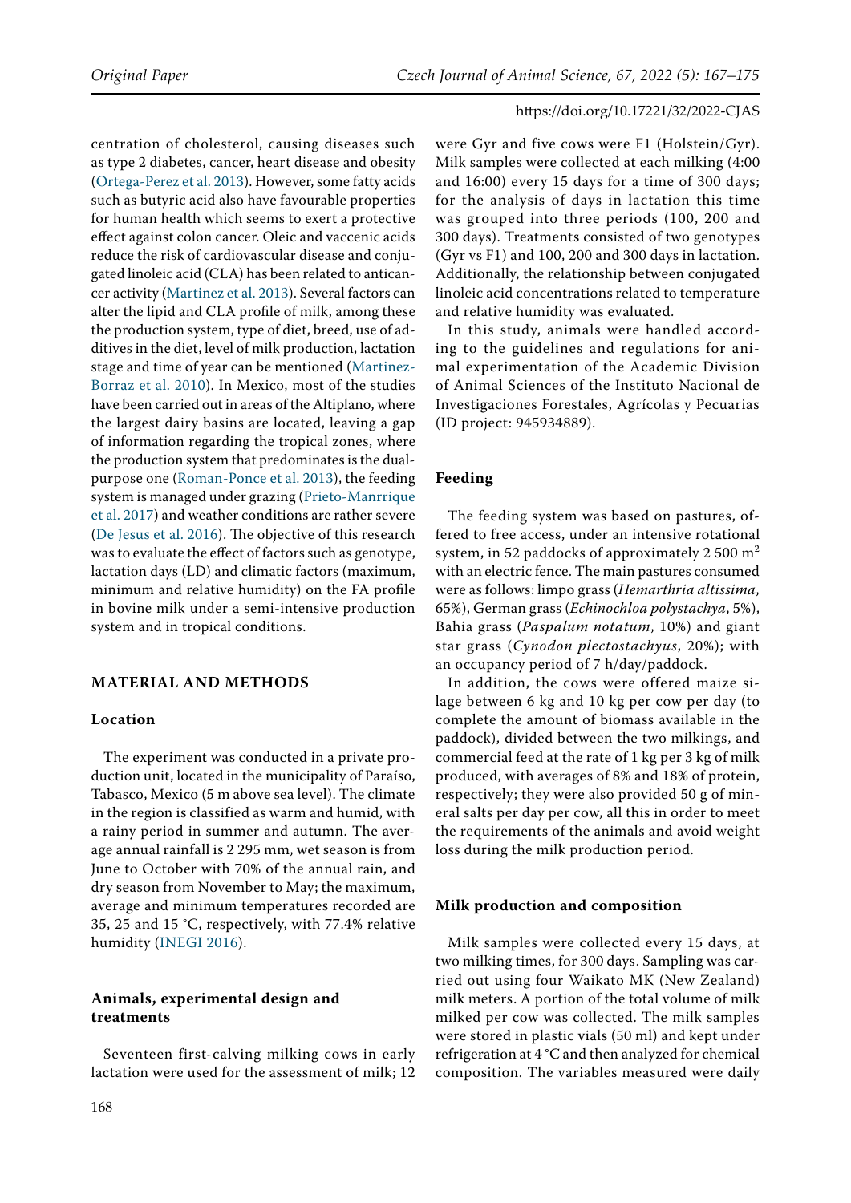centration of cholesterol, causing diseases such as type 2 diabetes, cancer, heart disease and obesity (Ortega-Perez et al. 2013). However, some fatty acids such as butyric acid also have favourable properties for human health which seems to exert a protective effect against colon cancer. Oleic and vaccenic acids reduce the risk of cardiovascular disease and conjugated linoleic acid (CLA) has been related to anticancer activity (Martinez et al. 2013). Several factors can alter the lipid and CLA profile of milk, among these the production system, type of diet, breed, use of additives in the diet, level of milk production, lactation stage and time of year can be mentioned (Martinez-Borraz et al. 2010). In Mexico, most of the studies have been carried out in areas of the Altiplano, where the largest dairy basins are located, leaving a gap of information regarding the tropical zones, where the production system that predominates is the dual-purpose one (Roman-Ponce et al. 2013), the feeding system is managed under grazing (Prieto-Manrrique et al. 2017) and weather conditions are rather severe (De Jesus et al. 2016). The objective of this research was to evaluate the effect of factors such as genotype, lactation days (LD) and climatic factors (maximum, minimum and relative humidity) on the FA profile in bovine milk under a semi-intensive production system and in tropical conditions.

## MATERIAL AND METHODS

### Location

The experiment was conducted in a private production unit, located in the municipality of Paraíso, Tabasco, Mexico (5 m above sea level). The climate in the region is classified as warm and humid, with a rainy period in summer and autumn. The average annual rainfall is 2 295 mm, wet season is from June to October with 70% of the annual rain, and dry season from November to May; the maximum, average and minimum temperatures recorded are 35, 25 and 15 °C, respectively, with 77.4% relative humidity (INEGI 2016).

### Animals, experimental design and treatments

Seventeen first-calving milking cows in early lactation were used for the assessment of milk; 12 were Gyr and five cows were F1 (Holstein/Gyr). Milk samples were collected at each milking (4:00 and 16:00) every 15 days for a time of 300 days; for the analysis of days in lactation this time was grouped into three periods (100, 200 and 300 days). Treatments consisted of two genotypes (Gyr vs F1) and 100, 200 and 300 days in lactation. Additionally, the relationship between conjugated linoleic acid concentrations related to temperature and relative humidity was evaluated.

In this study, animals were handled according to the guidelines and regulations for animal experimentation of the Academic Division of Animal Sciences of the Instituto Nacional de Investigaciones Forestales, Agrícolas y Pecuarias (ID project: 945934889).

### Feeding

The feeding system was based on pastures, offered to free access, under an intensive rotational system, in 52 paddocks of approximately 2 500 $m^2$ with an electric fence. The main pastures consumed were as follows: limpo grass (*Hemarthria altissima*, 65%), German grass (*Echinochloa polystachya*, 5%), Bahia grass (*Paspalum notatum*, 10%) and giant star grass (*Cynodon plectostachyus*, 20%); with an occupancy period of 7 h/day/paddock.

In addition, the cows were offered maize silage between 6 kg and 10 kg per cow per day (to complete the amount of biomass available in the paddock), divided between the two milkings, and commercial feed at the rate of 1 kg per 3 kg of milk produced, with averages of 8% and 18% of protein, respectively; they were also provided 50 g of mineral salts per day per cow, all this in order to meet the requirements of the animals and avoid weight loss during the milk production period.

### Milk production and composition

Milk samples were collected every 15 days, at two milking times, for 300 days. Sampling was carried out using four Waikato MK (New Zealand) milk meters. A portion of the total volume of milk milked per cow was collected. The milk samples were stored in plastic vials (50 ml) and kept under refrigeration at 4 °C and then analyzed for chemical composition. The variables measured were daily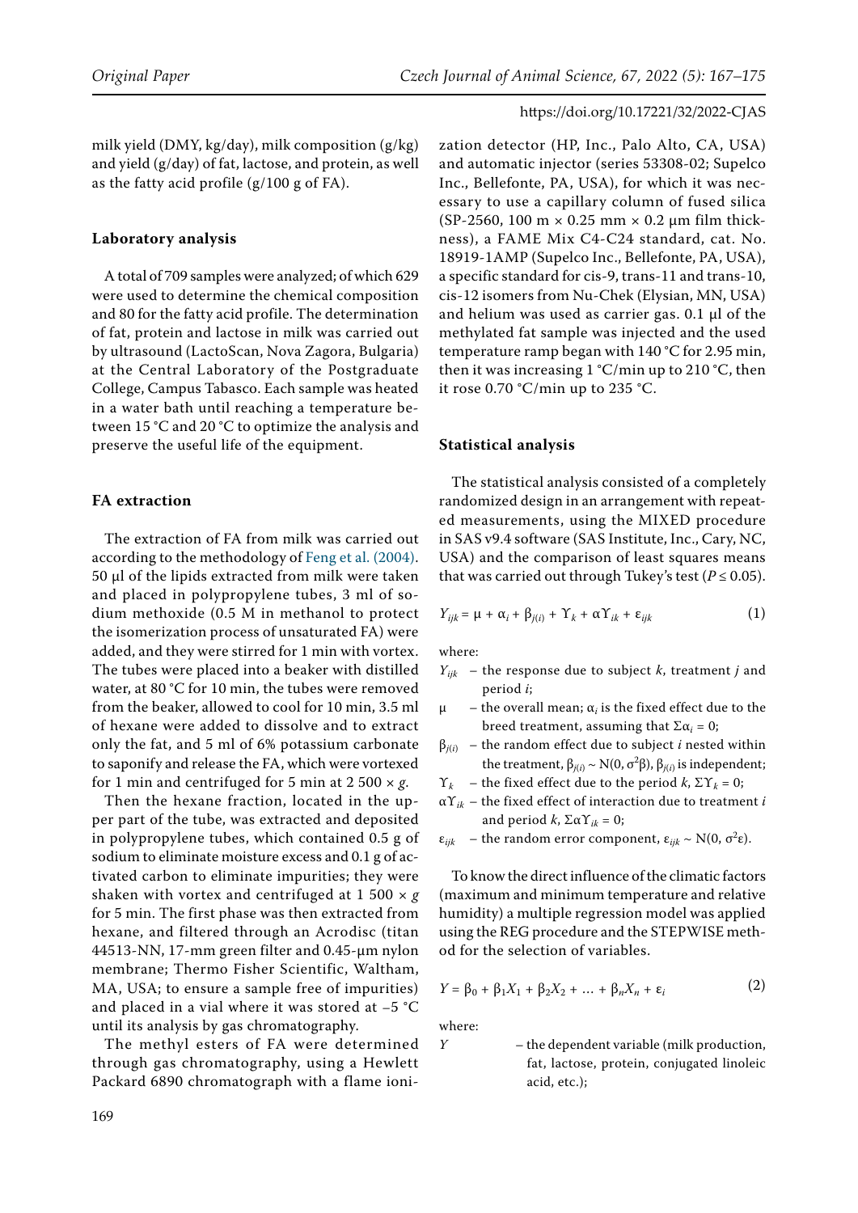milk yield (DMY, kg/day), milk composition (g/kg) and yield (g/day) of fat, lactose, and protein, as well as the fatty acid profile (g/100 g of FA).

### Laboratory analysis

A total of 709 samples were analyzed; of which 629 were used to determine the chemical composition and 80 for the fatty acid profile. The determination of fat, protein and lactose in milk was carried out by ultrasound (LactoScan, Nova Zagora, Bulgaria) at the Central Laboratory of the Postgraduate College, Campus Tabasco. Each sample was heated in a water bath until reaching a temperature between 15 °C and 20 °C to optimize the analysis and preserve the useful life of the equipment.

### FA extraction

The extraction of FA from milk was carried out according to the methodology of Feng et al. (2004). 50 µl of the lipids extracted from milk were taken and placed in polypropylene tubes, 3 ml of sodium methoxide (0.5 M in methanol to protect the isomerization process of unsaturated FA) were added, and they were stirred for 1 min with vortex. The tubes were placed into a beaker with distilled water, at 80 °C for 10 min, the tubes were removed from the beaker, allowed to cool for 10 min, 3.5 ml of hexane were added to dissolve and to extract only the fat, and 5 ml of 6% potassium carbonate to saponify and release the FA, which were vortexed for 1 min and centrifuged for 5 min at 2 500 × *g*.

Then the hexane fraction, located in the upper part of the tube, was extracted and deposited in polypropylene tubes, which contained 0.5 g of sodium to eliminate moisture excess and 0.1 g of activated carbon to eliminate impurities; they were shaken with vortex and centrifuged at 1 500 × *g* for 5 min. The first phase was then extracted from hexane, and filtered through an Acrodisc (titan 44513-NN, 17-mm green filter and 0.45-µm nylon membrane; Thermo Fisher Scientific, Waltham, MA, USA; to ensure a sample free of impurities) and placed in a vial where it was stored at –5 °C until its analysis by gas chromatography.

The methyl esters of FA were determined through gas chromatography, using a Hewlett Packard 6890 chromatograph with a flame ionization detector (HP, Inc., Palo Alto, CA, USA) and automatic injector (series 53308-02; Supelco Inc., Bellefonte, PA, USA), for which it was necessary to use a capillary column of fused silica (SP-2560, 100 m × 0.25 mm × 0.2 µm film thickness), a FAME Mix C4-C24 standard, cat. No. 18919-1AMP (Supelco Inc., Bellefonte, PA, USA), a specific standard for cis-9, trans-11 and trans-10, cis-12 isomers from Nu-Chek (Elysian, MN, USA) and helium was used as carrier gas. 0.1 µl of the methylated fat sample was injected and the used temperature ramp began with 140 °C for 2.95 min, then it was increasing 1 °C/min up to 210 °C, then it rose 0.70 °C/min up to 235 °C.

### Statistical analysis

The statistical analysis consisted of a completely randomized design in an arrangement with repeated measurements, using the MIXED procedure in SAS v9.4 software (SAS Institute, Inc., Cary, NC, USA) and the comparison of least squares means that was carried out through Tukey's test ($P \leq 0.05$).

$$Y_{ijk} = \mu + \alpha_i + \beta_{j(i)} + \Upsilon_k + \alpha\Upsilon_{ik} + \varepsilon_{ijk} \tag{1}$$

where:

- $Y_{ijk}$ – the response due to subject $k$, treatment $j$ and period $i$;
- $\mu$ – the overall mean; $\alpha_i$ is the fixed effect due to the breed treatment, assuming that $\Sigma\alpha_i = 0$;
- $\beta_{j(i)}$ – the random effect due to subject $i$ nested within the treatment, $\beta_{j(i)} \sim N(0, \sigma^2\beta)$, $\beta_{j(i)}$ is independent;
- $\Upsilon_k$ – the fixed effect due to the period $k$, $\Sigma\Upsilon_k = 0$;
- $\alpha\Upsilon_{ik}$ – the fixed effect of interaction due to treatment $i$ and period $k$, $\Sigma\alpha\Upsilon_{ik} = 0$;
- $\varepsilon_{ijk}$ – the random error component, $\varepsilon_{ijk} \sim N(0, \sigma^2\varepsilon)$.

To know the direct influence of the climatic factors (maximum and minimum temperature and relative humidity) a multiple regression model was applied using the REG procedure and the STEPWISE method for the selection of variables.

$$Y = \beta_0 + \beta_1 X_1 + \beta_2 X_2 + \ldots + \beta_n X_n + \varepsilon_i \tag{2}$$

where:

- $Y$ – the dependent variable (milk production, fat, lactose, protein, conjugated linoleic acid, etc.);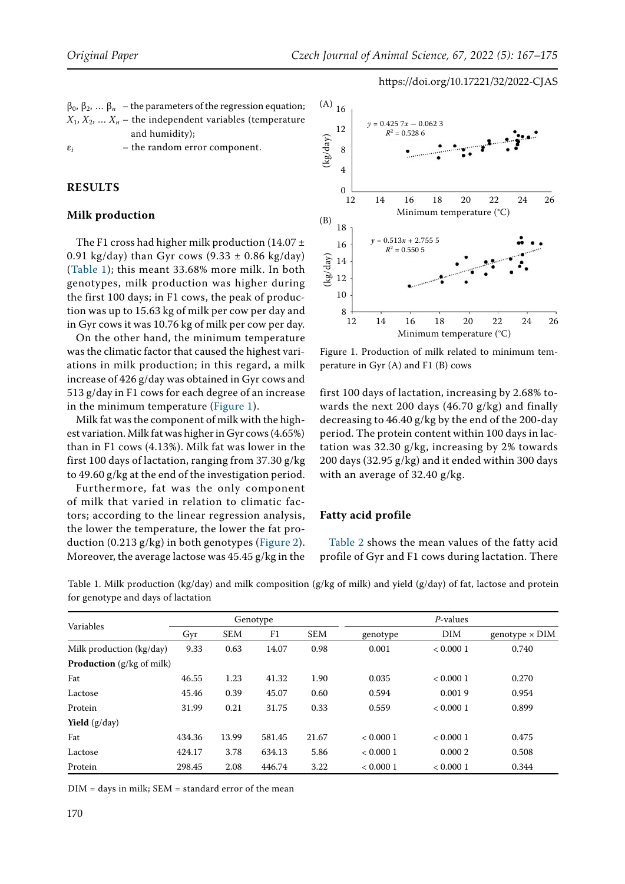$\beta_0$, $\beta_2$, ... $\beta_n$ – the parameters of the regression equation;
$X_1$, $X_2$, ... $X_n$ – the independent variables (temperature and humidity);
$\varepsilon_i$ – the random error component.

## RESULTS

### Milk production

The F1 cross had higher milk production (14.07 ± 0.91 kg/day) than Gyr cows (9.33 ± 0.86 kg/day) (Table 1); this meant 33.68% more milk. In both genotypes, milk production was higher during the first 100 days; in F1 cows, the peak of production was up to 15.63 kg of milk per cow per day and in Gyr cows it was 10.76 kg of milk per cow per day.

On the other hand, the minimum temperature was the climatic factor that caused the highest variations in milk production; in this regard, a milk increase of 426 g/day was obtained in Gyr cows and 513 g/day in F1 cows for each degree of an increase in the minimum temperature (Figure 1).

Milk fat was the component of milk with the highest variation. Milk fat was higher in Gyr cows (4.65%) than in F1 cows (4.13%). Milk fat was lower in the first 100 days of lactation, ranging from 37.30 g/kg to 49.60 g/kg at the end of the investigation period.

Furthermore, fat was the only component of milk that varied in relation to climatic factors; according to the linear regression analysis, the lower the temperature, the lower the fat production (0.213 g/kg) in both genotypes (Figure 2). Moreover, the average lactose was 45.45 g/kg in the first 100 days of lactation, increasing by 2.68% towards the next 200 days (46.70 g/kg) and finally decreasing to 46.40 g/kg by the end of the 200-day period. The protein content within 100 days in lactation was 32.30 g/kg, increasing by 2% towards 200 days (32.95 g/kg) and it ended within 300 days with an average of 32.40 g/kg.

Figure 1. Production of milk related to minimum temperature in Gyr (A) and F1 (B) cows

### Fatty acid profile

Table 2 shows the mean values of the fatty acid profile of Gyr and F1 cows during lactation. There

Table 1. Milk production (kg/day) and milk composition (g/kg of milk) and yield (g/day) of fat, lactose and protein for genotype and days of lactation

| Variables | Genotype | | | | *P*-values | | |
|---|---|---|---|---|---|---|---|
| | Gyr | SEM | F1 | SEM | genotype | DIM | genotype × DIM |
| Milk production (kg/day) | 9.33 | 0.63 | 14.07 | 0.98 | 0.001 | < 0.000 1 | 0.740 |
| **Production** (g/kg of milk) | | | | | | | |
| Fat | 46.55 | 1.23 | 41.32 | 1.90 | 0.035 | < 0.000 1 | 0.270 |
| Lactose | 45.46 | 0.39 | 45.07 | 0.60 | 0.594 | 0.001 9 | 0.954 |
| Protein | 31.99 | 0.21 | 31.75 | 0.33 | 0.559 | < 0.000 1 | 0.899 |
| **Yield** (g/day) | | | | | | | |
| Fat | 434.36 | 13.99 | 581.45 | 21.67 | < 0.000 1 | < 0.000 1 | 0.475 |
| Lactose | 424.17 | 3.78 | 634.13 | 5.86 | < 0.000 1 | 0.000 2 | 0.508 |
| Protein | 298.45 | 2.08 | 446.74 | 3.22 | < 0.000 1 | < 0.000 1 | 0.344 |

DIM = days in milk; SEM = standard error of the mean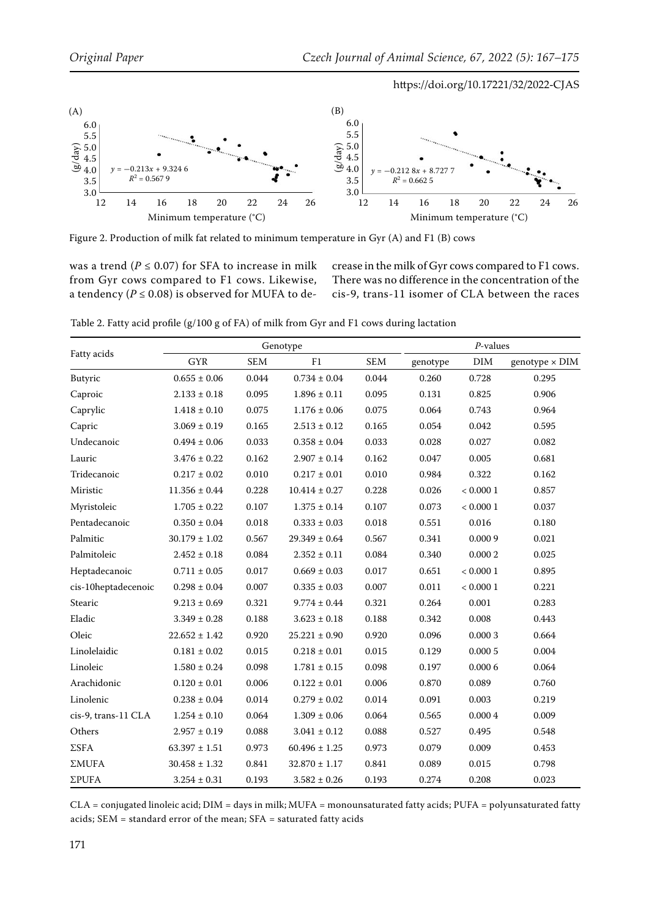Figure 2. Production of milk fat related to minimum temperature in Gyr (A) and F1 (B) cows

was a trend ($P \leq 0.07$) for SFA to increase in milk from Gyr cows compared to F1 cows. Likewise, a tendency ($P \leq 0.08$) is observed for MUFA to decrease in the milk of Gyr cows compared to F1 cows. There was no difference in the concentration of the cis-9, trans-11 isomer of CLA between the races

Table 2. Fatty acid profile (g/100 g of FA) of milk from Gyr and F1 cows during lactation

| Fatty acids | Genotype | | | | *P*-values | | |
|---|---|---|---|---|---|---|---|
| | GYR | SEM | F1 | SEM | genotype | DIM | genotype × DIM |
| Butyric | 0.655 ± 0.06 | 0.044 | 0.734 ± 0.04 | 0.044 | 0.260 | 0.728 | 0.295 |
| Caproic | 2.133 ± 0.18 | 0.095 | 1.896 ± 0.11 | 0.095 | 0.131 | 0.825 | 0.906 |
| Caprylic | 1.418 ± 0.10 | 0.075 | 1.176 ± 0.06 | 0.075 | 0.064 | 0.743 | 0.964 |
| Capric | 3.069 ± 0.19 | 0.165 | 2.513 ± 0.12 | 0.165 | 0.054 | 0.042 | 0.595 |
| Undecanoic | 0.494 ± 0.06 | 0.033 | 0.358 ± 0.04 | 0.033 | 0.028 | 0.027 | 0.082 |
| Lauric | 3.476 ± 0.22 | 0.162 | 2.907 ± 0.14 | 0.162 | 0.047 | 0.005 | 0.681 |
| Tridecanoic | 0.217 ± 0.02 | 0.010 | 0.217 ± 0.01 | 0.010 | 0.984 | 0.322 | 0.162 |
| Miristic | 11.356 ± 0.44 | 0.228 | 10.414 ± 0.27 | 0.228 | 0.026 | < 0.000 1 | 0.857 |
| Myristoleic | 1.705 ± 0.22 | 0.107 | 1.375 ± 0.14 | 0.107 | 0.073 | < 0.000 1 | 0.037 |
| Pentadecanoic | 0.350 ± 0.04 | 0.018 | 0.333 ± 0.03 | 0.018 | 0.551 | 0.016 | 0.180 |
| Palmitic | 30.179 ± 1.02 | 0.567 | 29.349 ± 0.64 | 0.567 | 0.341 | 0.000 9 | 0.021 |
| Palmitoleic | 2.452 ± 0.18 | 0.084 | 2.352 ± 0.11 | 0.084 | 0.340 | 0.000 2 | 0.025 |
| Heptadecanoic | 0.711 ± 0.05 | 0.017 | 0.669 ± 0.03 | 0.017 | 0.651 | < 0.000 1 | 0.895 |
| cis-10heptadecenoic | 0.298 ± 0.04 | 0.007 | 0.335 ± 0.03 | 0.007 | 0.011 | < 0.000 1 | 0.221 |
| Stearic | 9.213 ± 0.69 | 0.321 | 9.774 ± 0.44 | 0.321 | 0.264 | 0.001 | 0.283 |
| Eladic | 3.349 ± 0.28 | 0.188 | 3.623 ± 0.18 | 0.188 | 0.342 | 0.008 | 0.443 |
| Oleic | 22.652 ± 1.42 | 0.920 | 25.221 ± 0.90 | 0.920 | 0.096 | 0.000 3 | 0.664 |
| Linolelaidic | 0.181 ± 0.02 | 0.015 | 0.218 ± 0.01 | 0.015 | 0.129 | 0.000 5 | 0.004 |
| Linoleic | 1.580 ± 0.24 | 0.098 | 1.781 ± 0.15 | 0.098 | 0.197 | 0.000 6 | 0.064 |
| Arachidonic | 0.120 ± 0.01 | 0.006 | 0.122 ± 0.01 | 0.006 | 0.870 | 0.089 | 0.760 |
| Linolenic | 0.238 ± 0.04 | 0.014 | 0.279 ± 0.02 | 0.014 | 0.091 | 0.003 | 0.219 |
| cis-9, trans-11 CLA | 1.254 ± 0.10 | 0.064 | 1.309 ± 0.06 | 0.064 | 0.565 | 0.000 4 | 0.009 |
| Others | 2.957 ± 0.19 | 0.088 | 3.041 ± 0.12 | 0.088 | 0.527 | 0.495 | 0.548 |
| ΣSFA | 63.397 ± 1.51 | 0.973 | 60.496 ± 1.25 | 0.973 | 0.079 | 0.009 | 0.453 |
| ΣMUFA | 30.458 ± 1.32 | 0.841 | 32.870 ± 1.17 | 0.841 | 0.089 | 0.015 | 0.798 |
| ΣPUFA | 3.254 ± 0.31 | 0.193 | 3.582 ± 0.26 | 0.193 | 0.274 | 0.208 | 0.023 |

CLA = conjugated linoleic acid; DIM = days in milk; MUFA = monounsaturated fatty acids; PUFA = polyunsaturated fatty acids; SEM = standard error of the mean; SFA = saturated fatty acids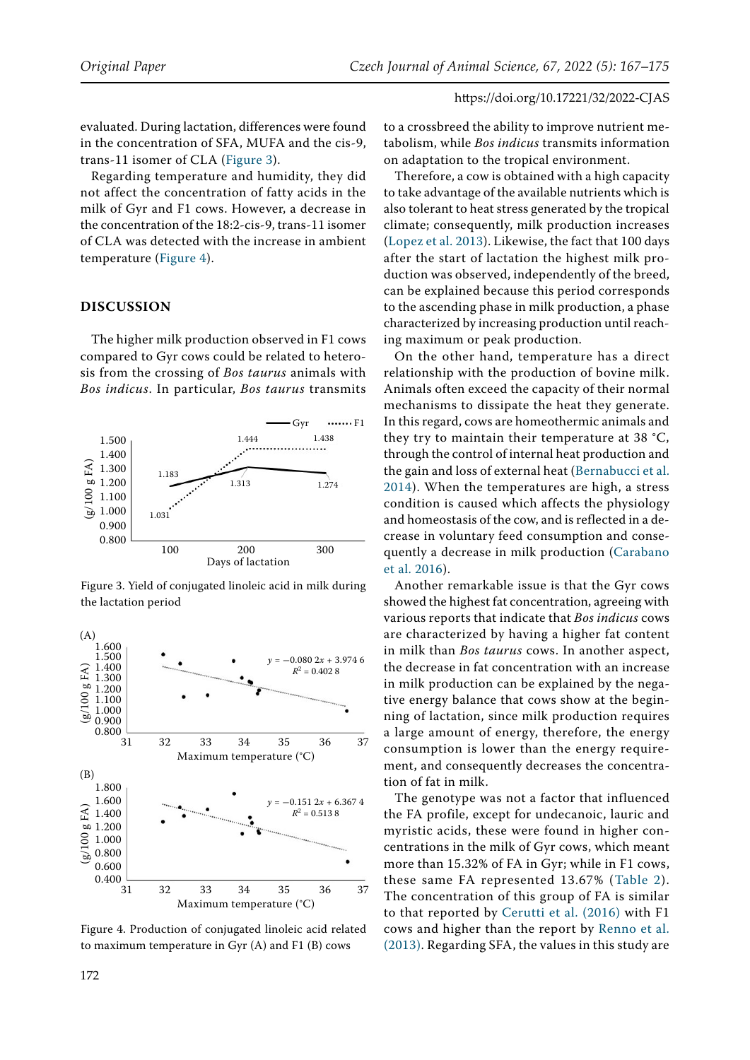evaluated. During lactation, differences were found in the concentration of SFA, MUFA and the cis-9, trans-11 isomer of CLA (Figure 3).

Regarding temperature and humidity, they did not affect the concentration of fatty acids in the milk of Gyr and F1 cows. However, a decrease in the concentration of the 18:2-cis-9, trans-11 isomer of CLA was detected with the increase in ambient temperature (Figure 4).

## DISCUSSION

The higher milk production observed in F1 cows compared to Gyr cows could be related to heterosis from the crossing of *Bos taurus* animals with *Bos indicus*. In particular, *Bos taurus* transmits to a crossbreed the ability to improve nutrient metabolism, while *Bos indicus* transmits information on adaptation to the tropical environment.

Figure 3. Yield of conjugated linoleic acid in milk during the lactation period

Figure 4. Production of conjugated linoleic acid related to maximum temperature in Gyr (A) and F1 (B) cows

Therefore, a cow is obtained with a high capacity to take advantage of the available nutrients which is also tolerant to heat stress generated by the tropical climate; consequently, milk production increases (Lopez et al. 2013). Likewise, the fact that 100 days after the start of lactation the highest milk production was observed, independently of the breed, can be explained because this period corresponds to the ascending phase in milk production, a phase characterized by increasing production until reaching maximum or peak production.

On the other hand, temperature has a direct relationship with the production of bovine milk. Animals often exceed the capacity of their normal mechanisms to dissipate the heat they generate. In this regard, cows are homeothermic animals and they try to maintain their temperature at 38 °C, through the control of internal heat production and the gain and loss of external heat (Bernabucci et al. 2014). When the temperatures are high, a stress condition is caused which affects the physiology and homeostasis of the cow, and is reflected in a decrease in voluntary feed consumption and consequently a decrease in milk production (Carabano et al. 2016).

Another remarkable issue is that the Gyr cows showed the highest fat concentration, agreeing with various reports that indicate that *Bos indicus* cows are characterized by having a higher fat content in milk than *Bos taurus* cows. In another aspect, the decrease in fat concentration with an increase in milk production can be explained by the negative energy balance that cows show at the beginning of lactation, since milk production requires a large amount of energy, therefore, the energy consumption is lower than the energy requirement, and consequently decreases the concentration of fat in milk.

The genotype was not a factor that influenced the FA profile, except for undecanoic, lauric and myristic acids, these were found in higher concentrations in the milk of Gyr cows, which meant more than 15.32% of FA in Gyr; while in F1 cows, these same FA represented 13.67% (Table 2). The concentration of this group of FA is similar to that reported by Cerutti et al. (2016) with F1 cows and higher than the report by Renno et al. (2013). Regarding SFA, the values in this study are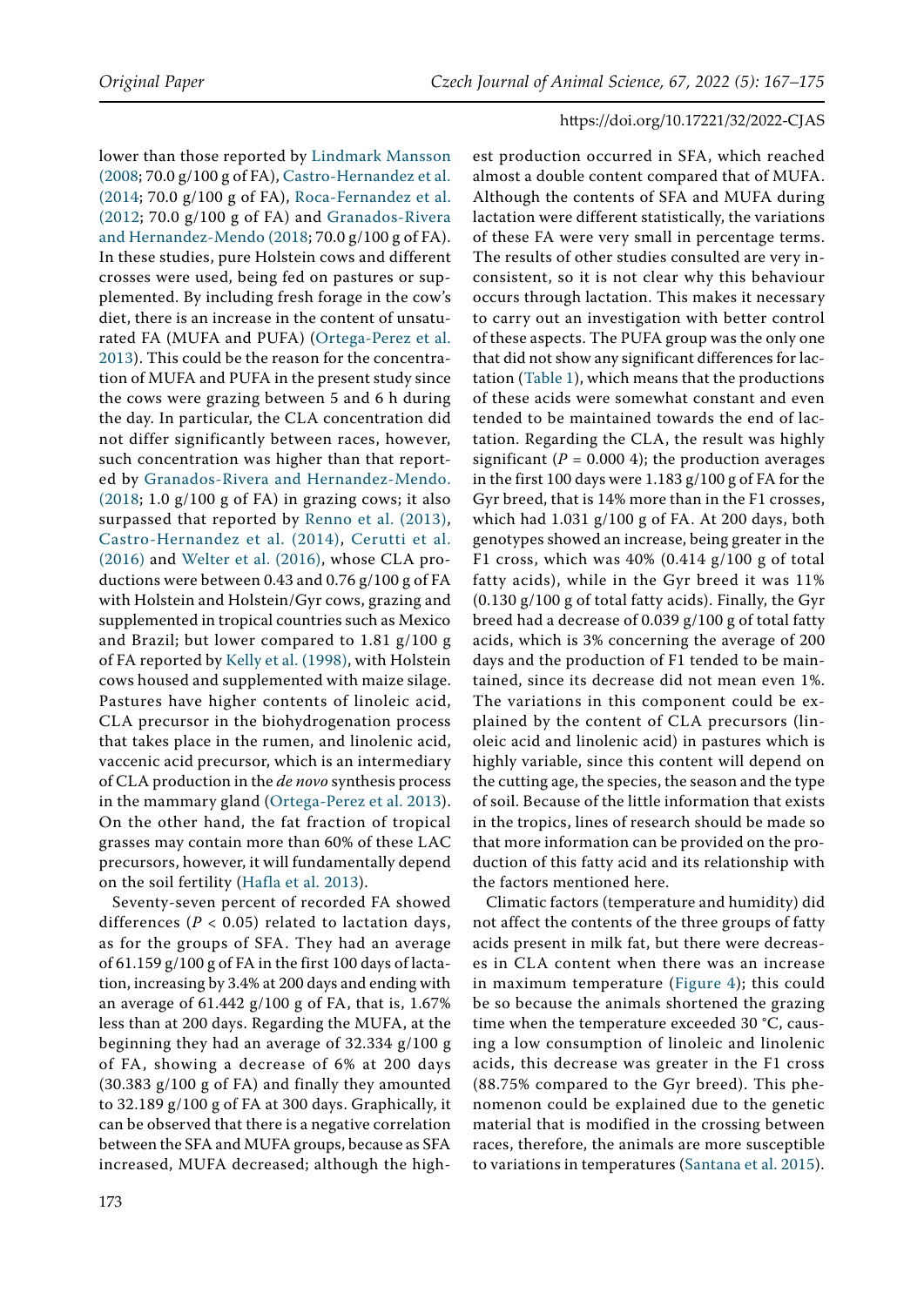lower than those reported by Lindmark Mansson (2008; 70.0 g/100 g of FA), Castro-Hernandez et al. (2014; 70.0 g/100 g of FA), Roca-Fernandez et al. (2012; 70.0 g/100 g of FA) and Granados-Rivera and Hernandez-Mendo (2018; 70.0 g/100 g of FA). In these studies, pure Holstein cows and different crosses were used, being fed on pastures or supplemented. By including fresh forage in the cow's diet, there is an increase in the content of unsaturated FA (MUFA and PUFA) (Ortega-Perez et al. 2013). This could be the reason for the concentration of MUFA and PUFA in the present study since the cows were grazing between 5 and 6 h during the day. In particular, the CLA concentration did not differ significantly between races, however, such concentration was higher than that reported by Granados-Rivera and Hernandez-Mendo. (2018; 1.0 g/100 g of FA) in grazing cows; it also surpassed that reported by Renno et al. (2013), Castro-Hernandez et al. (2014), Cerutti et al. (2016) and Welter et al. (2016), whose CLA productions were between 0.43 and 0.76 g/100 g of FA with Holstein and Holstein/Gyr cows, grazing and supplemented in tropical countries such as Mexico and Brazil; but lower compared to 1.81 g/100 g of FA reported by Kelly et al. (1998), with Holstein cows housed and supplemented with maize silage. Pastures have higher contents of linoleic acid, CLA precursor in the biohydrogenation process that takes place in the rumen, and linolenic acid, vaccenic acid precursor, which is an intermediary of CLA production in the *de novo* synthesis process in the mammary gland (Ortega-Perez et al. 2013). On the other hand, the fat fraction of tropical grasses may contain more than 60% of these LAC precursors, however, it will fundamentally depend on the soil fertility (Hafla et al. 2013).

Seventy-seven percent of recorded FA showed differences ($P < 0.05$) related to lactation days, as for the groups of SFA. They had an average of 61.159 g/100 g of FA in the first 100 days of lactation, increasing by 3.4% at 200 days and ending with an average of 61.442 g/100 g of FA, that is, 1.67% less than at 200 days. Regarding the MUFA, at the beginning they had an average of 32.334 g/100 g of FA, showing a decrease of 6% at 200 days (30.383 g/100 g of FA) and finally they amounted to 32.189 g/100 g of FA at 300 days. Graphically, it can be observed that there is a negative correlation between the SFA and MUFA groups, because as SFA increased, MUFA decreased; although the highest production occurred in SFA, which reached almost a double content compared that of MUFA. Although the contents of SFA and MUFA during lactation were different statistically, the variations of these FA were very small in percentage terms. The results of other studies consulted are very inconsistent, so it is not clear why this behaviour occurs through lactation. This makes it necessary to carry out an investigation with better control of these aspects. The PUFA group was the only one that did not show any significant differences for lactation (Table 1), which means that the productions of these acids were somewhat constant and even tended to be maintained towards the end of lactation. Regarding the CLA, the result was highly significant ($P = 0.000\ 4$); the production averages in the first 100 days were 1.183 g/100 g of FA for the Gyr breed, that is 14% more than in the F1 crosses, which had 1.031 g/100 g of FA. At 200 days, both genotypes showed an increase, being greater in the F1 cross, which was 40% (0.414 g/100 g of total fatty acids), while in the Gyr breed it was 11% (0.130 g/100 g of total fatty acids). Finally, the Gyr breed had a decrease of 0.039 g/100 g of total fatty acids, which is 3% concerning the average of 200 days and the production of F1 tended to be maintained, since its decrease did not mean even 1%. The variations in this component could be explained by the content of CLA precursors (linoleic acid and linolenic acid) in pastures which is highly variable, since this content will depend on the cutting age, the species, the season and the type of soil. Because of the little information that exists in the tropics, lines of research should be made so that more information can be provided on the production of this fatty acid and its relationship with the factors mentioned here.

Climatic factors (temperature and humidity) did not affect the contents of the three groups of fatty acids present in milk fat, but there were decreases in CLA content when there was an increase in maximum temperature (Figure 4); this could be so because the animals shortened the grazing time when the temperature exceeded 30 °C, causing a low consumption of linoleic and linolenic acids, this decrease was greater in the F1 cross (88.75% compared to the Gyr breed). This phenomenon could be explained due to the genetic material that is modified in the crossing between races, therefore, the animals are more susceptible to variations in temperatures (Santana et al. 2015).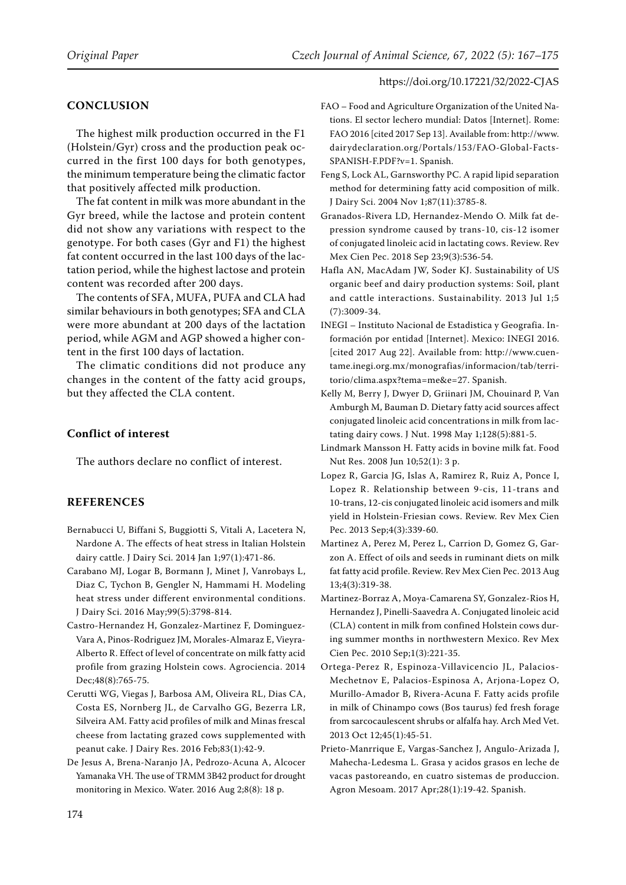## CONCLUSION

The highest milk production occurred in the F1 (Holstein/Gyr) cross and the production peak occurred in the first 100 days for both genotypes, the minimum temperature being the climatic factor that positively affected milk production.

The fat content in milk was more abundant in the Gyr breed, while the lactose and protein content did not show any variations with respect to the genotype. For both cases (Gyr and F1) the highest fat content occurred in the last 100 days of the lactation period, while the highest lactose and protein content was recorded after 200 days.

The contents of SFA, MUFA, PUFA and CLA had similar behaviours in both genotypes; SFA and CLA were more abundant at 200 days of the lactation period, while AGM and AGP showed a higher content in the first 100 days of lactation.

The climatic conditions did not produce any changes in the content of the fatty acid groups, but they affected the CLA content.

### Conflict of interest

The authors declare no conflict of interest.

## REFERENCES

Bernabucci U, Biffani S, Buggiotti S, Vitali A, Lacetera N, Nardone A. The effects of heat stress in Italian Holstein dairy cattle. J Dairy Sci. 2014 Jan 1;97(1):471-86.

Carabano MJ, Logar B, Bormann J, Minet J, Vanrobays L, Diaz C, Tychon B, Gengler N, Hammami H. Modeling heat stress under different environmental conditions. J Dairy Sci. 2016 May;99(5):3798-814.

Castro-Hernandez H, Gonzalez-Martinez F, Dominguez-Vara A, Pinos-Rodriguez JM, Morales-Almaraz E, Vieyra-Alberto R. Effect of level of concentrate on milk fatty acid profile from grazing Holstein cows. Agrociencia. 2014 Dec;48(8):765-75.

Cerutti WG, Viegas J, Barbosa AM, Oliveira RL, Dias CA, Costa ES, Nornberg JL, de Carvalho GG, Bezerra LR, Silveira AM. Fatty acid profiles of milk and Minas frescal cheese from lactating grazed cows supplemented with peanut cake. J Dairy Res. 2016 Feb;83(1):42-9.

De Jesus A, Brena-Naranjo JA, Pedrozo-Acuna A, Alcocer Yamanaka VH. The use of TRMM 3B42 product for drought monitoring in Mexico. Water. 2016 Aug 2;8(8): 18 p.

FAO – Food and Agriculture Organization of the United Nations. El sector lechero mundial: Datos [Internet]. Rome: FAO 2016 [cited 2017 Sep 13]. Available from: http://www.dairydeclaration.org/Portals/153/FAO-Global-Facts-SPANISH-F.PDF?v=1. Spanish.

Feng S, Lock AL, Garnsworthy PC. A rapid lipid separation method for determining fatty acid composition of milk. J Dairy Sci. 2004 Nov 1;87(11):3785-8.

Granados-Rivera LD, Hernandez-Mendo O. Milk fat depression syndrome caused by trans-10, cis-12 isomer of conjugated linoleic acid in lactating cows. Review. Rev Mex Cien Pec. 2018 Sep 23;9(3):536-54.

Hafla AN, MacAdam JW, Soder KJ. Sustainability of US organic beef and dairy production systems: Soil, plant and cattle interactions. Sustainability. 2013 Jul 1;5 (7):3009-34.

INEGI – Instituto Nacional de Estadistica y Geografia. Información por entidad [Internet]. Mexico: INEGI 2016. [cited 2017 Aug 22]. Available from: http://www.cuentame.inegi.org.mx/monografias/informacion/tab/territorio/clima.aspx?tema=me&e=27. Spanish.

Kelly M, Berry J, Dwyer D, Griinari JM, Chouinard P, Van Amburgh M, Bauman D. Dietary fatty acid sources affect conjugated linoleic acid concentrations in milk from lactating dairy cows. J Nut. 1998 May 1;128(5):881-5.

Lindmark Mansson H. Fatty acids in bovine milk fat. Food Nut Res. 2008 Jun 10;52(1): 3 p.

Lopez R, Garcia JG, Islas A, Ramirez R, Ruiz A, Ponce I, Lopez R. Relationship between 9-cis, 11-trans and 10-trans, 12-cis conjugated linoleic acid isomers and milk yield in Holstein-Friesian cows. Review. Rev Mex Cien Pec. 2013 Sep;4(3):339-60.

Martinez A, Perez M, Perez L, Carrion D, Gomez G, Garzon A. Effect of oils and seeds in ruminant diets on milk fat fatty acid profile. Review. Rev Mex Cien Pec. 2013 Aug 13;4(3):319-38.

Martinez-Borraz A, Moya-Camarena SY, Gonzalez-Rios H, Hernandez J, Pinelli-Saavedra A. Conjugated linoleic acid (CLA) content in milk from confined Holstein cows during summer months in northwestern Mexico. Rev Mex Cien Pec. 2010 Sep;1(3):221-35.

Ortega-Perez R, Espinoza-Villavicencio JL, Palacios-Mechetnov E, Palacios-Espinosa A, Arjona-Lopez O, Murillo-Amador B, Rivera-Acuna F. Fatty acids profile in milk of Chinampo cows (Bos taurus) fed fresh forage from sarcocaulescent shrubs or alfalfa hay. Arch Med Vet. 2013 Oct 12;45(1):45-51.

Prieto-Manrrique E, Vargas-Sanchez J, Angulo-Arizada J, Mahecha-Ledesma L. Grasa y acidos grasos en leche de vacas pastoreando, en cuatro sistemas de produccion. Agron Mesoam. 2017 Apr;28(1):19-42. Spanish.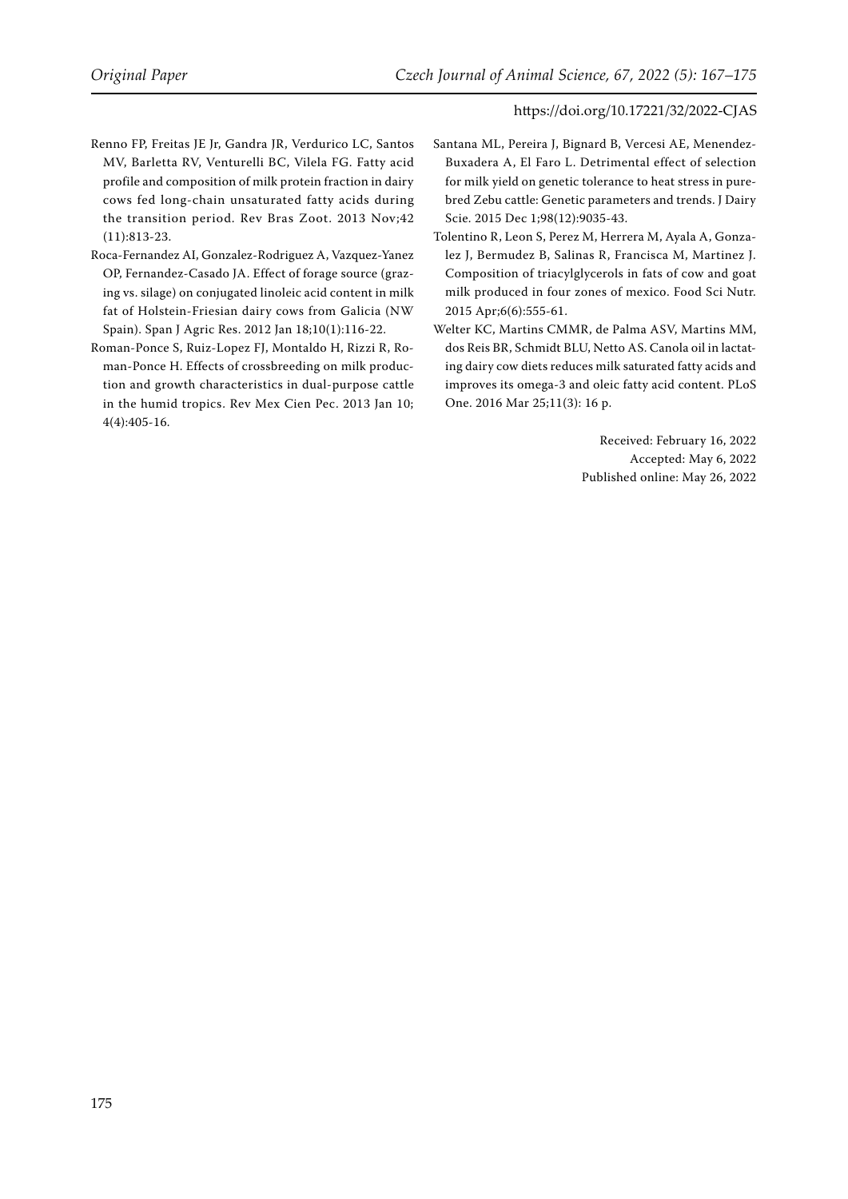Renno FP, Freitas JE Jr, Gandra JR, Verdurico LC, Santos MV, Barletta RV, Venturelli BC, Vilela FG. Fatty acid profile and composition of milk protein fraction in dairy cows fed long-chain unsaturated fatty acids during the transition period. Rev Bras Zoot. 2013 Nov;42 (11):813-23.

Roca-Fernandez AI, Gonzalez-Rodriguez A, Vazquez-Yanez OP, Fernandez-Casado JA. Effect of forage source (grazing vs. silage) on conjugated linoleic acid content in milk fat of Holstein-Friesian dairy cows from Galicia (NW Spain). Span J Agric Res. 2012 Jan 18;10(1):116-22.

Roman-Ponce S, Ruiz-Lopez FJ, Montaldo H, Rizzi R, Roman-Ponce H. Effects of crossbreeding on milk production and growth characteristics in dual-purpose cattle in the humid tropics. Rev Mex Cien Pec. 2013 Jan 10; 4(4):405-16.

Santana ML, Pereira J, Bignard B, Vercesi AE, Menendez-Buxadera A, El Faro L. Detrimental effect of selection for milk yield on genetic tolerance to heat stress in purebred Zebu cattle: Genetic parameters and trends. J Dairy Scie. 2015 Dec 1;98(12):9035-43.

Tolentino R, Leon S, Perez M, Herrera M, Ayala A, Gonzalez J, Bermudez B, Salinas R, Francisca M, Martinez J. Composition of triacylglycerols in fats of cow and goat milk produced in four zones of mexico. Food Sci Nutr. 2015 Apr;6(6):555-61.

Welter KC, Martins CMMR, de Palma ASV, Martins MM, dos Reis BR, Schmidt BLU, Netto AS. Canola oil in lactating dairy cow diets reduces milk saturated fatty acids and improves its omega-3 and oleic fatty acid content. PLoS One. 2016 Mar 25;11(3): 16 p.

Received: February 16, 2022
Accepted: May 6, 2022
Published online: May 26, 2022